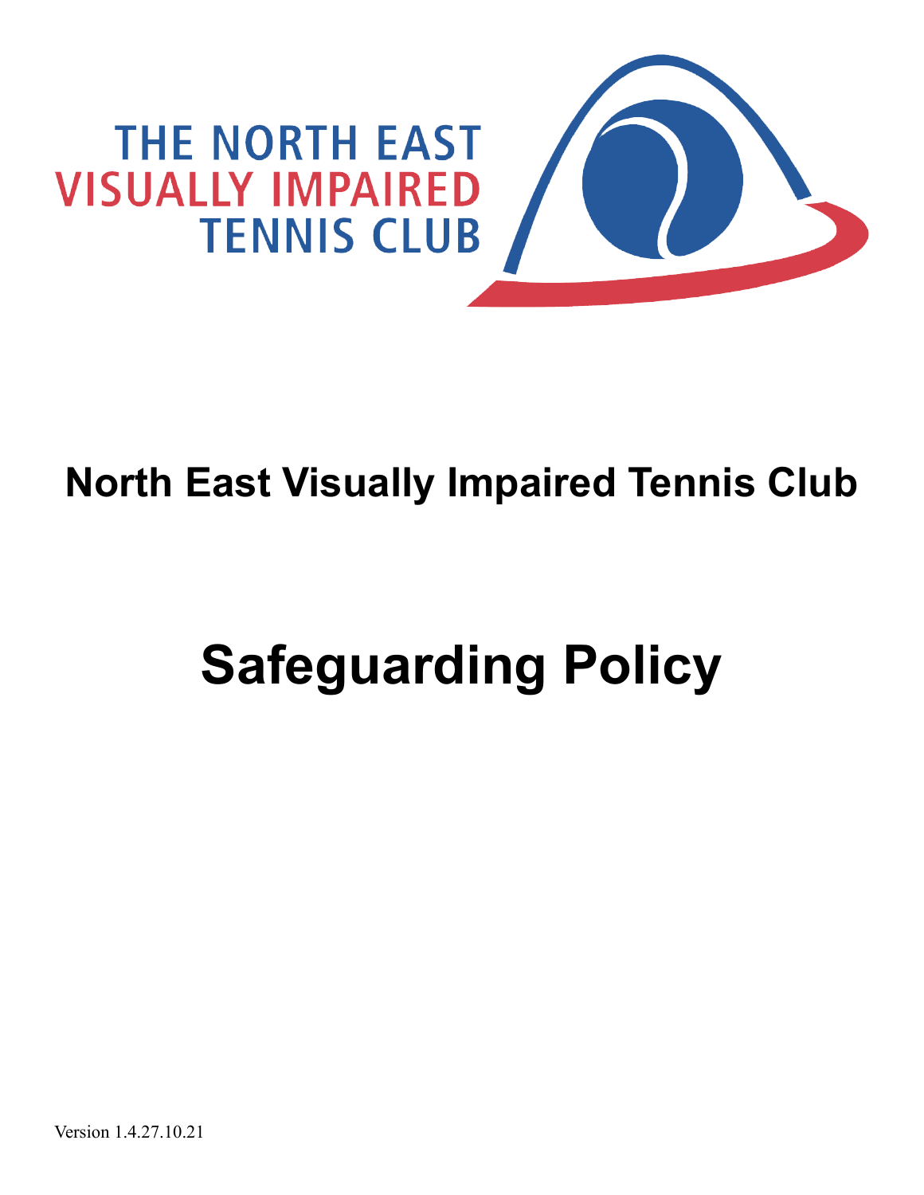THE NORTH EAST VISUALLY IMPAIRED TENNIS CLUB

# North East Visually Impaired Tennis Club

# Safeguarding Policy

Version 1.4.27.10.21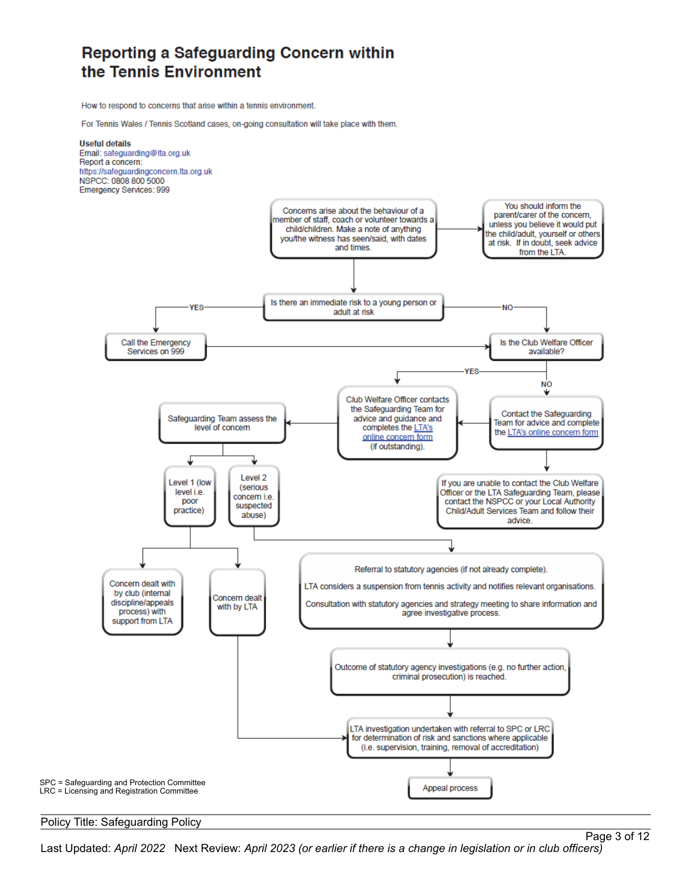# Reporting a Safeguarding Concern within the Tennis Environment

How to respond to concerns that arise within a tennis environment.

For Tennis Wales / Tennis Scotland cases, on-going consultation will take place with them.

**Useful details**
Email: safeguarding@lta.org.uk
Report a concern:
https://safeguardingconcern.lta.org.uk
NSPCC: 0808 800 5000
Emergency Services: 999

Concerns arise about the behaviour of a member of staff, coach or volunteer towards a child/children. Make a note of anything you/the witness has seen/said, with dates and times.

→ You should inform the parent/carer of the concern, unless you believe it would put the child/adult, yourself or others at risk. If in doubt, seek advice from the LTA.

Is there an immediate risk to a young person or adult at risk

- YES → Call the Emergency Services on 999 → Is the Club Welfare Officer available?
- NO → Is the Club Welfare Officer available?

Is the Club Welfare Officer available?

- YES → Club Welfare Officer contacts the Safeguarding Team for advice and guidance and completes the LTA's online concern form (if outstanding).
- NO → Contact the Safeguarding Team for advice and complete the LTA's online concern form → Club Welfare Officer contacts the Safeguarding Team...
  - If you are unable to contact the Club Welfare Officer or the LTA Safeguarding Team, please contact the NSPCC or your Local Authority Child/Adult Services Team and follow their advice.

Safeguarding Team assess the level of concern

- Level 1 (low level i.e. poor practice)
  - Concern dealt with by club (internal discipline/appeals process) with support from LTA
  - Concern dealt with by LTA → LTA investigation undertaken with referral to SPC or LRC for determination of risk and sanctions where applicable (i.e. supervision, training, removal of accreditation)
- Level 2 (serious concern i.e. suspected abuse)
  - Referral to statutory agencies (if not already complete).
    LTA considers a suspension from tennis activity and notifies relevant organisations.
    Consultation with statutory agencies and strategy meeting to share information and agree investigative process.
  - → Outcome of statutory agency investigations (e.g. no further action, criminal prosecution) is reached.
  - → LTA investigation undertaken with referral to SPC or LRC for determination of risk and sanctions where applicable (i.e. supervision, training, removal of accreditation)
  - → Appeal process

SPC = Safeguarding and Protection Committee
LRC = Licensing and Registration Committee

Policy Title: Safeguarding Policy

Last Updated: *April 2022* Next Review: *April 2023 (or earlier if there is a change in legislation or in club officers)*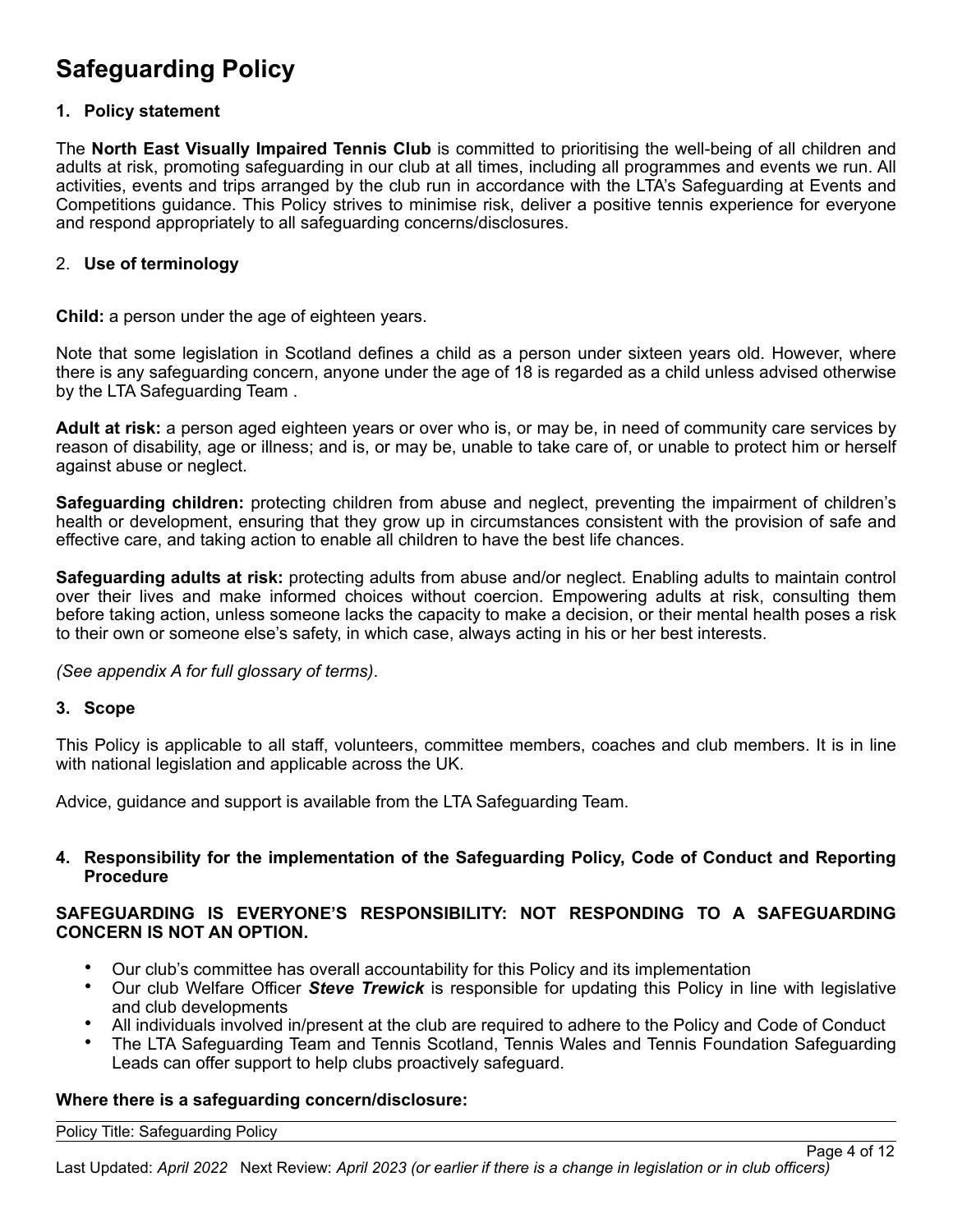# Safeguarding Policy

## 1. Policy statement

The **North East Visually Impaired Tennis Club** is committed to prioritising the well-being of all children and adults at risk, promoting safeguarding in our club at all times, including all programmes and events we run. All activities, events and trips arranged by the club run in accordance with the LTA's Safeguarding at Events and Competitions guidance. This Policy strives to minimise risk, deliver a positive tennis experience for everyone and respond appropriately to all safeguarding concerns/disclosures.

## 2. Use of terminology

**Child:** a person under the age of eighteen years.

Note that some legislation in Scotland defines a child as a person under sixteen years old. However, where there is any safeguarding concern, anyone under the age of 18 is regarded as a child unless advised otherwise by the LTA Safeguarding Team .

**Adult at risk:** a person aged eighteen years or over who is, or may be, in need of community care services by reason of disability, age or illness; and is, or may be, unable to take care of, or unable to protect him or herself against abuse or neglect.

**Safeguarding children:** protecting children from abuse and neglect, preventing the impairment of children's health or development, ensuring that they grow up in circumstances consistent with the provision of safe and effective care, and taking action to enable all children to have the best life chances.

**Safeguarding adults at risk:** protecting adults from abuse and/or neglect. Enabling adults to maintain control over their lives and make informed choices without coercion. Empowering adults at risk, consulting them before taking action, unless someone lacks the capacity to make a decision, or their mental health poses a risk to their own or someone else's safety, in which case, always acting in his or her best interests.

*(See appendix A for full glossary of terms)*.

## 3. Scope

This Policy is applicable to all staff, volunteers, committee members, coaches and club members. It is in line with national legislation and applicable across the UK.

Advice, guidance and support is available from the LTA Safeguarding Team.

## 4. Responsibility for the implementation of the Safeguarding Policy, Code of Conduct and Reporting Procedure

**SAFEGUARDING IS EVERYONE'S RESPONSIBILITY: NOT RESPONDING TO A SAFEGUARDING CONCERN IS NOT AN OPTION.**

- Our club's committee has overall accountability for this Policy and its implementation
- Our club Welfare Officer ***Steve Trewick*** is responsible for updating this Policy in line with legislative and club developments
- All individuals involved in/present at the club are required to adhere to the Policy and Code of Conduct
- The LTA Safeguarding Team and Tennis Scotland, Tennis Wales and Tennis Foundation Safeguarding Leads can offer support to help clubs proactively safeguard.

**Where there is a safeguarding concern/disclosure:**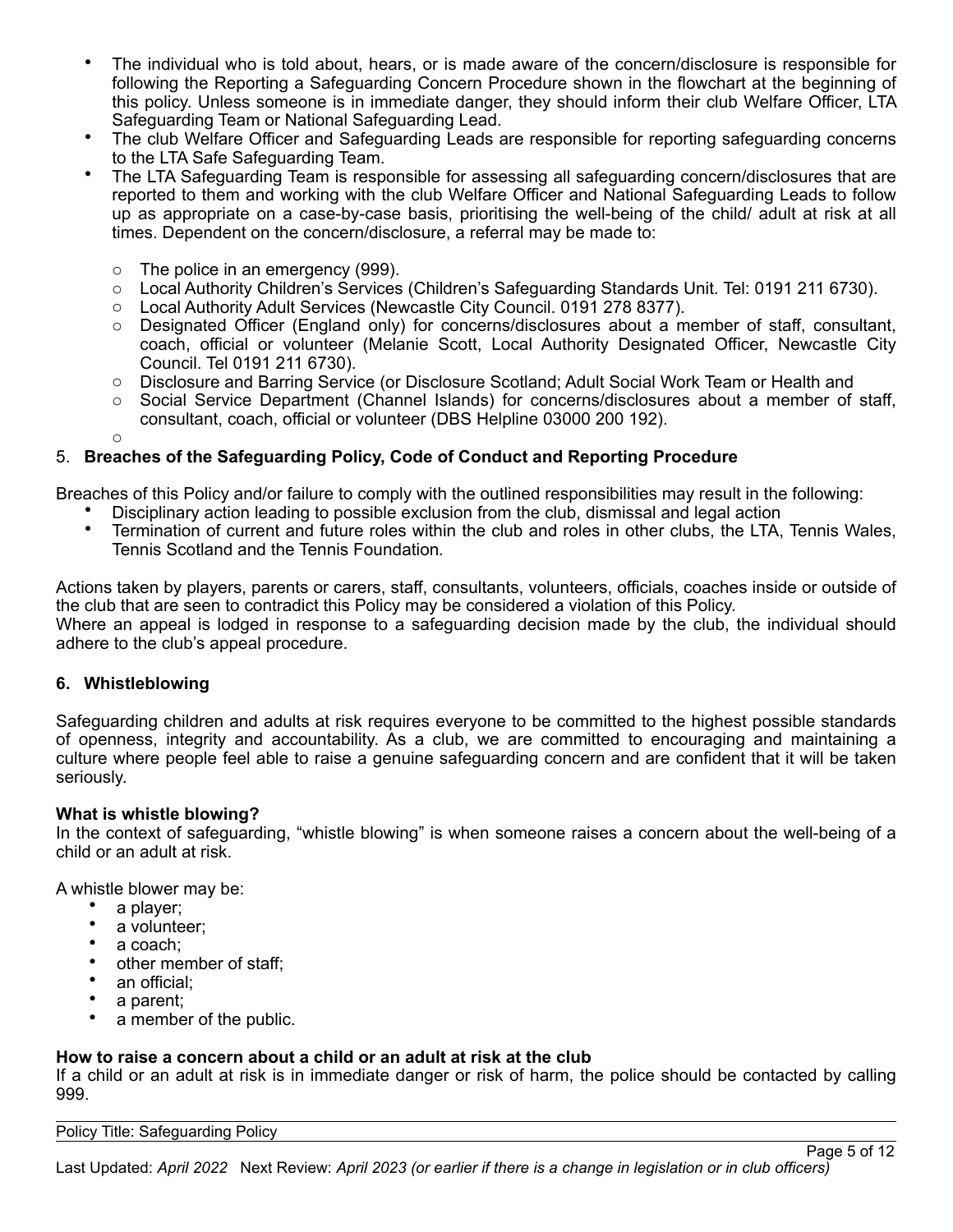- The individual who is told about, hears, or is made aware of the concern/disclosure is responsible for following the Reporting a Safeguarding Concern Procedure shown in the flowchart at the beginning of this policy. Unless someone is in immediate danger, they should inform their club Welfare Officer, LTA Safeguarding Team or National Safeguarding Lead.
- The club Welfare Officer and Safeguarding Leads are responsible for reporting safeguarding concerns to the LTA Safe Safeguarding Team.
- The LTA Safeguarding Team is responsible for assessing all safeguarding concern/disclosures that are reported to them and working with the club Welfare Officer and National Safeguarding Leads to follow up as appropriate on a case-by-case basis, prioritising the well-being of the child/ adult at risk at all times. Dependent on the concern/disclosure, a referral may be made to:
  - The police in an emergency (999).
  - Local Authority Children's Services (Children's Safeguarding Standards Unit. Tel: 0191 211 6730).
  - Local Authority Adult Services (Newcastle City Council. 0191 278 8377).
  - Designated Officer (England only) for concerns/disclosures about a member of staff, consultant, coach, official or volunteer (Melanie Scott, Local Authority Designated Officer, Newcastle City Council. Tel 0191 211 6730).
  - Disclosure and Barring Service (or Disclosure Scotland; Adult Social Work Team or Health and
  - Social Service Department (Channel Islands) for concerns/disclosures about a member of staff, consultant, coach, official or volunteer (DBS Helpline 03000 200 192).

## 5. Breaches of the Safeguarding Policy, Code of Conduct and Reporting Procedure

Breaches of this Policy and/or failure to comply with the outlined responsibilities may result in the following:

- Disciplinary action leading to possible exclusion from the club, dismissal and legal action
- Termination of current and future roles within the club and roles in other clubs, the LTA, Tennis Wales, Tennis Scotland and the Tennis Foundation.

Actions taken by players, parents or carers, staff, consultants, volunteers, officials, coaches inside or outside of the club that are seen to contradict this Policy may be considered a violation of this Policy.
Where an appeal is lodged in response to a safeguarding decision made by the club, the individual should adhere to the club's appeal procedure.

## 6. Whistleblowing

Safeguarding children and adults at risk requires everyone to be committed to the highest possible standards of openness, integrity and accountability. As a club, we are committed to encouraging and maintaining a culture where people feel able to raise a genuine safeguarding concern and are confident that it will be taken seriously.

**What is whistle blowing?**
In the context of safeguarding, "whistle blowing" is when someone raises a concern about the well-being of a child or an adult at risk.

A whistle blower may be:

- a player;
- a volunteer;
- a coach;
- other member of staff;
- an official;
- a parent;
- a member of the public.

**How to raise a concern about a child or an adult at risk at the club**
If a child or an adult at risk is in immediate danger or risk of harm, the police should be contacted by calling 999.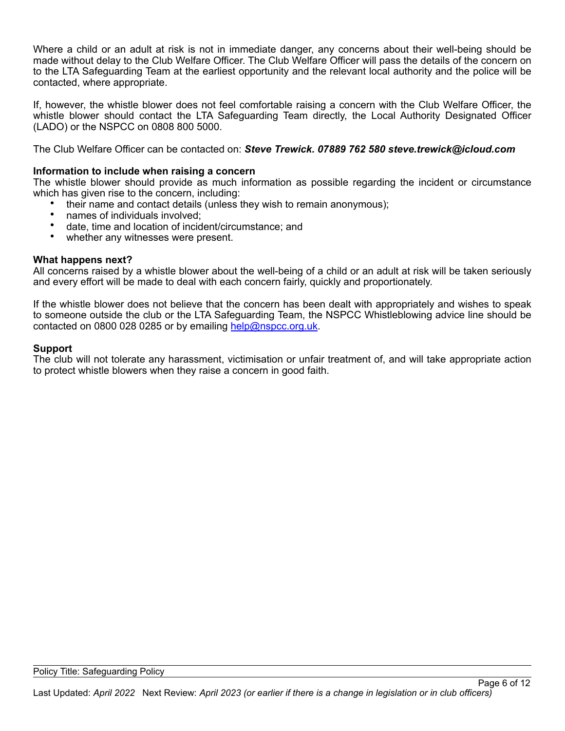Where a child or an adult at risk is not in immediate danger, any concerns about their well-being should be made without delay to the Club Welfare Officer. The Club Welfare Officer will pass the details of the concern on to the LTA Safeguarding Team at the earliest opportunity and the relevant local authority and the police will be contacted, where appropriate.

If, however, the whistle blower does not feel comfortable raising a concern with the Club Welfare Officer, the whistle blower should contact the LTA Safeguarding Team directly, the Local Authority Designated Officer (LADO) or the NSPCC on 0808 800 5000.

The Club Welfare Officer can be contacted on: ***Steve Trewick. 07889 762 580 steve.trewick@icloud.com***

**Information to include when raising a concern**

The whistle blower should provide as much information as possible regarding the incident or circumstance which has given rise to the concern, including:

- their name and contact details (unless they wish to remain anonymous);
- names of individuals involved;
- date, time and location of incident/circumstance; and
- whether any witnesses were present.

**What happens next?**

All concerns raised by a whistle blower about the well-being of a child or an adult at risk will be taken seriously and every effort will be made to deal with each concern fairly, quickly and proportionately.

If the whistle blower does not believe that the concern has been dealt with appropriately and wishes to speak to someone outside the club or the LTA Safeguarding Team, the NSPCC Whistleblowing advice line should be contacted on 0800 028 0285 or by emailing [help@nspcc.org.uk](mailto:help@nspcc.org.uk).

**Support**

The club will not tolerate any harassment, victimisation or unfair treatment of, and will take appropriate action to protect whistle blowers when they raise a concern in good faith.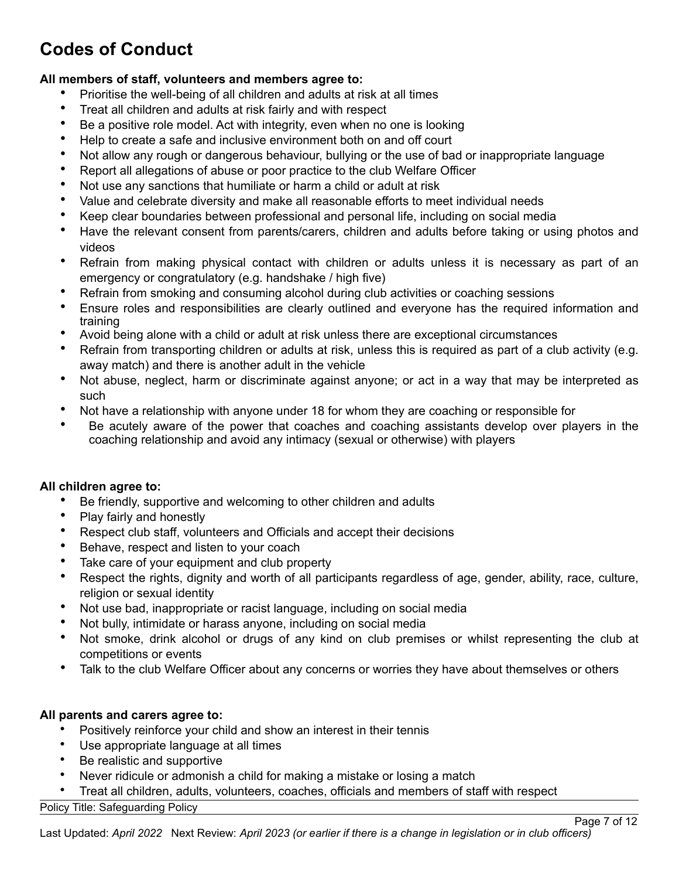# Codes of Conduct

**All members of staff, volunteers and members agree to:**

- Prioritise the well-being of all children and adults at risk at all times
- Treat all children and adults at risk fairly and with respect
- Be a positive role model. Act with integrity, even when no one is looking
- Help to create a safe and inclusive environment both on and off court
- Not allow any rough or dangerous behaviour, bullying or the use of bad or inappropriate language
- Report all allegations of abuse or poor practice to the club Welfare Officer
- Not use any sanctions that humiliate or harm a child or adult at risk
- Value and celebrate diversity and make all reasonable efforts to meet individual needs
- Keep clear boundaries between professional and personal life, including on social media
- Have the relevant consent from parents/carers, children and adults before taking or using photos and videos
- Refrain from making physical contact with children or adults unless it is necessary as part of an emergency or congratulatory (e.g. handshake / high five)
- Refrain from smoking and consuming alcohol during club activities or coaching sessions
- Ensure roles and responsibilities are clearly outlined and everyone has the required information and training
- Avoid being alone with a child or adult at risk unless there are exceptional circumstances
- Refrain from transporting children or adults at risk, unless this is required as part of a club activity (e.g. away match) and there is another adult in the vehicle
- Not abuse, neglect, harm or discriminate against anyone; or act in a way that may be interpreted as such
- Not have a relationship with anyone under 18 for whom they are coaching or responsible for
- Be acutely aware of the power that coaches and coaching assistants develop over players in the coaching relationship and avoid any intimacy (sexual or otherwise) with players

**All children agree to:**

- Be friendly, supportive and welcoming to other children and adults
- Play fairly and honestly
- Respect club staff, volunteers and Officials and accept their decisions
- Behave, respect and listen to your coach
- Take care of your equipment and club property
- Respect the rights, dignity and worth of all participants regardless of age, gender, ability, race, culture, religion or sexual identity
- Not use bad, inappropriate or racist language, including on social media
- Not bully, intimidate or harass anyone, including on social media
- Not smoke, drink alcohol or drugs of any kind on club premises or whilst representing the club at competitions or events
- Talk to the club Welfare Officer about any concerns or worries they have about themselves or others

**All parents and carers agree to:**

- Positively reinforce your child and show an interest in their tennis
- Use appropriate language at all times
- Be realistic and supportive
- Never ridicule or admonish a child for making a mistake or losing a match
- Treat all children, adults, volunteers, coaches, officials and members of staff with respect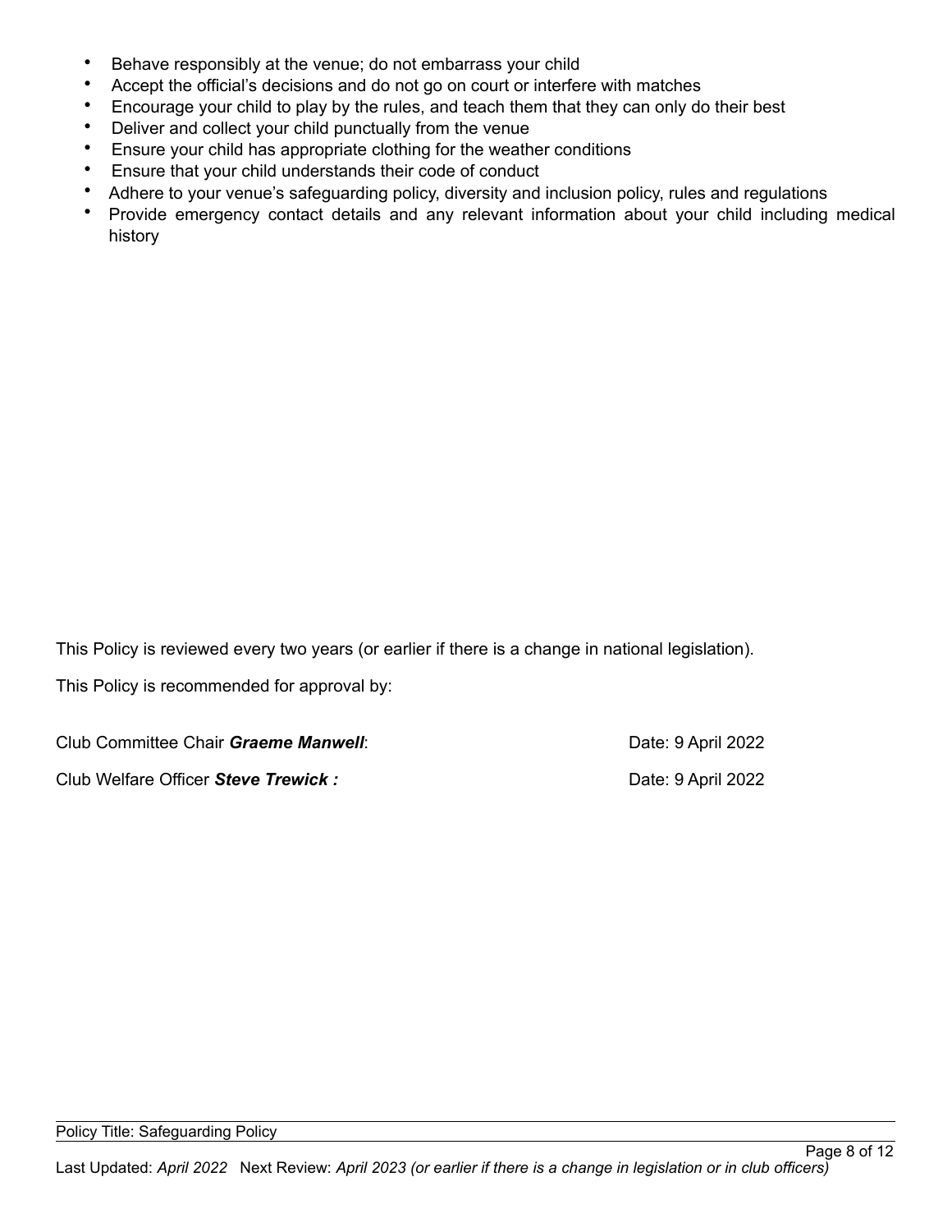- Behave responsibly at the venue; do not embarrass your child
- Accept the official's decisions and do not go on court or interfere with matches
- Encourage your child to play by the rules, and teach them that they can only do their best
- Deliver and collect your child punctually from the venue
- Ensure your child has appropriate clothing for the weather conditions
- Ensure that your child understands their code of conduct
- Adhere to your venue's safeguarding policy, diversity and inclusion policy, rules and regulations
- Provide emergency contact details and any relevant information about your child including medical history

This Policy is reviewed every two years (or earlier if there is a change in national legislation).

This Policy is recommended for approval by:

Club Committee Chair ***Graeme Manwell***: Date: 9 April 2022

Club Welfare Officer ***Steve Trewick :*** Date: 9 April 2022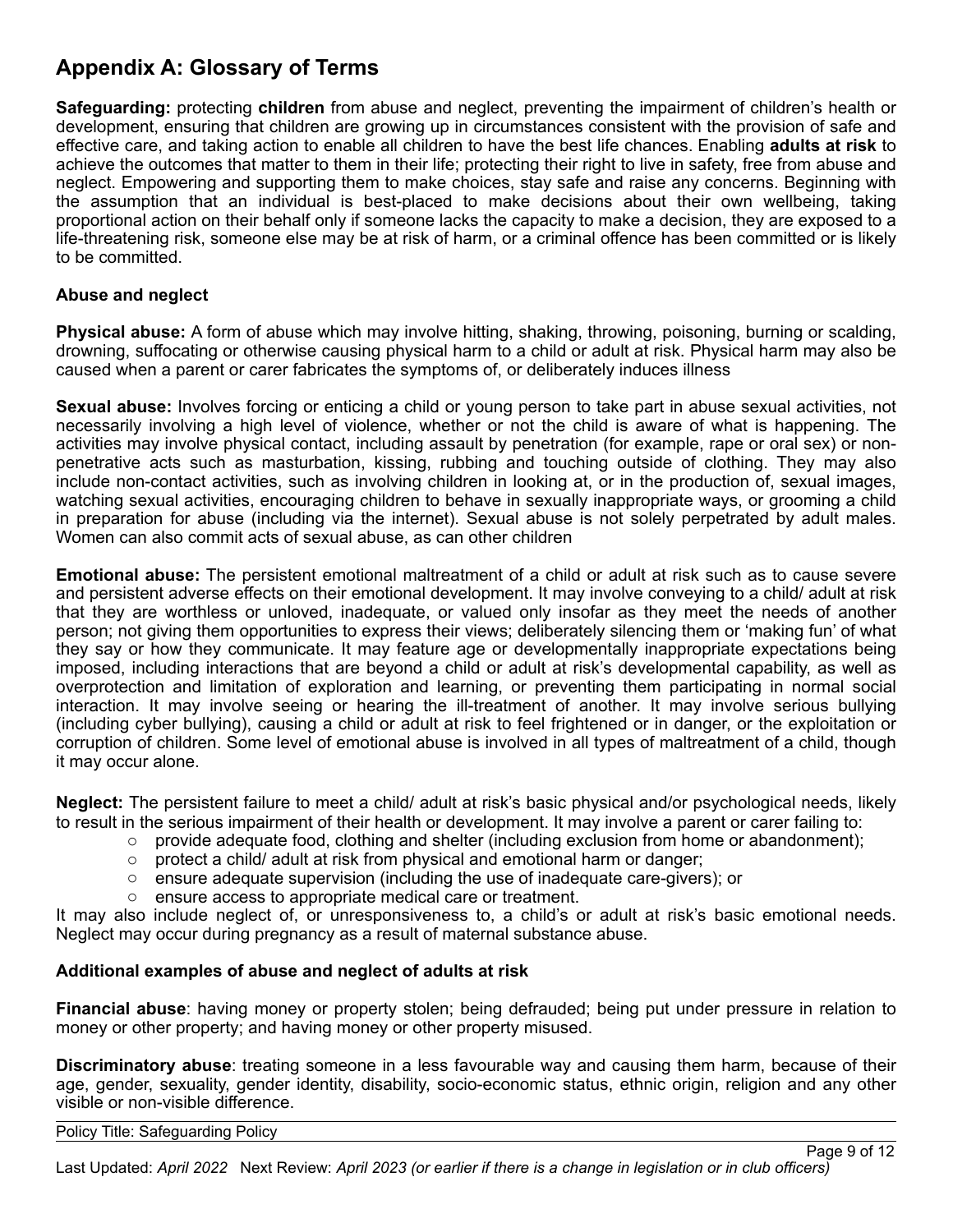# Appendix A: Glossary of Terms

**Safeguarding:** protecting **children** from abuse and neglect, preventing the impairment of children's health or development, ensuring that children are growing up in circumstances consistent with the provision of safe and effective care, and taking action to enable all children to have the best life chances. Enabling **adults at risk** to achieve the outcomes that matter to them in their life; protecting their right to live in safety, free from abuse and neglect. Empowering and supporting them to make choices, stay safe and raise any concerns. Beginning with the assumption that an individual is best-placed to make decisions about their own wellbeing, taking proportional action on their behalf only if someone lacks the capacity to make a decision, they are exposed to a life-threatening risk, someone else may be at risk of harm, or a criminal offence has been committed or is likely to be committed.

**Abuse and neglect**

**Physical abuse:** A form of abuse which may involve hitting, shaking, throwing, poisoning, burning or scalding, drowning, suffocating or otherwise causing physical harm to a child or adult at risk. Physical harm may also be caused when a parent or carer fabricates the symptoms of, or deliberately induces illness

**Sexual abuse:** Involves forcing or enticing a child or young person to take part in abuse sexual activities, not necessarily involving a high level of violence, whether or not the child is aware of what is happening. The activities may involve physical contact, including assault by penetration (for example, rape or oral sex) or non-penetrative acts such as masturbation, kissing, rubbing and touching outside of clothing. They may also include non-contact activities, such as involving children in looking at, or in the production of, sexual images, watching sexual activities, encouraging children to behave in sexually inappropriate ways, or grooming a child in preparation for abuse (including via the internet). Sexual abuse is not solely perpetrated by adult males. Women can also commit acts of sexual abuse, as can other children

**Emotional abuse:** The persistent emotional maltreatment of a child or adult at risk such as to cause severe and persistent adverse effects on their emotional development. It may involve conveying to a child/ adult at risk that they are worthless or unloved, inadequate, or valued only insofar as they meet the needs of another person; not giving them opportunities to express their views; deliberately silencing them or 'making fun' of what they say or how they communicate. It may feature age or developmentally inappropriate expectations being imposed, including interactions that are beyond a child or adult at risk's developmental capability, as well as overprotection and limitation of exploration and learning, or preventing them participating in normal social interaction. It may involve seeing or hearing the ill-treatment of another. It may involve serious bullying (including cyber bullying), causing a child or adult at risk to feel frightened or in danger, or the exploitation or corruption of children. Some level of emotional abuse is involved in all types of maltreatment of a child, though it may occur alone.

**Neglect:** The persistent failure to meet a child/ adult at risk's basic physical and/or psychological needs, likely to result in the serious impairment of their health or development. It may involve a parent or carer failing to:

- provide adequate food, clothing and shelter (including exclusion from home or abandonment);
- protect a child/ adult at risk from physical and emotional harm or danger;
- ensure adequate supervision (including the use of inadequate care-givers); or
- ensure access to appropriate medical care or treatment.

It may also include neglect of, or unresponsiveness to, a child's or adult at risk's basic emotional needs. Neglect may occur during pregnancy as a result of maternal substance abuse.

**Additional examples of abuse and neglect of adults at risk**

**Financial abuse**: having money or property stolen; being defrauded; being put under pressure in relation to money or other property; and having money or other property misused.

**Discriminatory abuse**: treating someone in a less favourable way and causing them harm, because of their age, gender, sexuality, gender identity, disability, socio-economic status, ethnic origin, religion and any other visible or non-visible difference.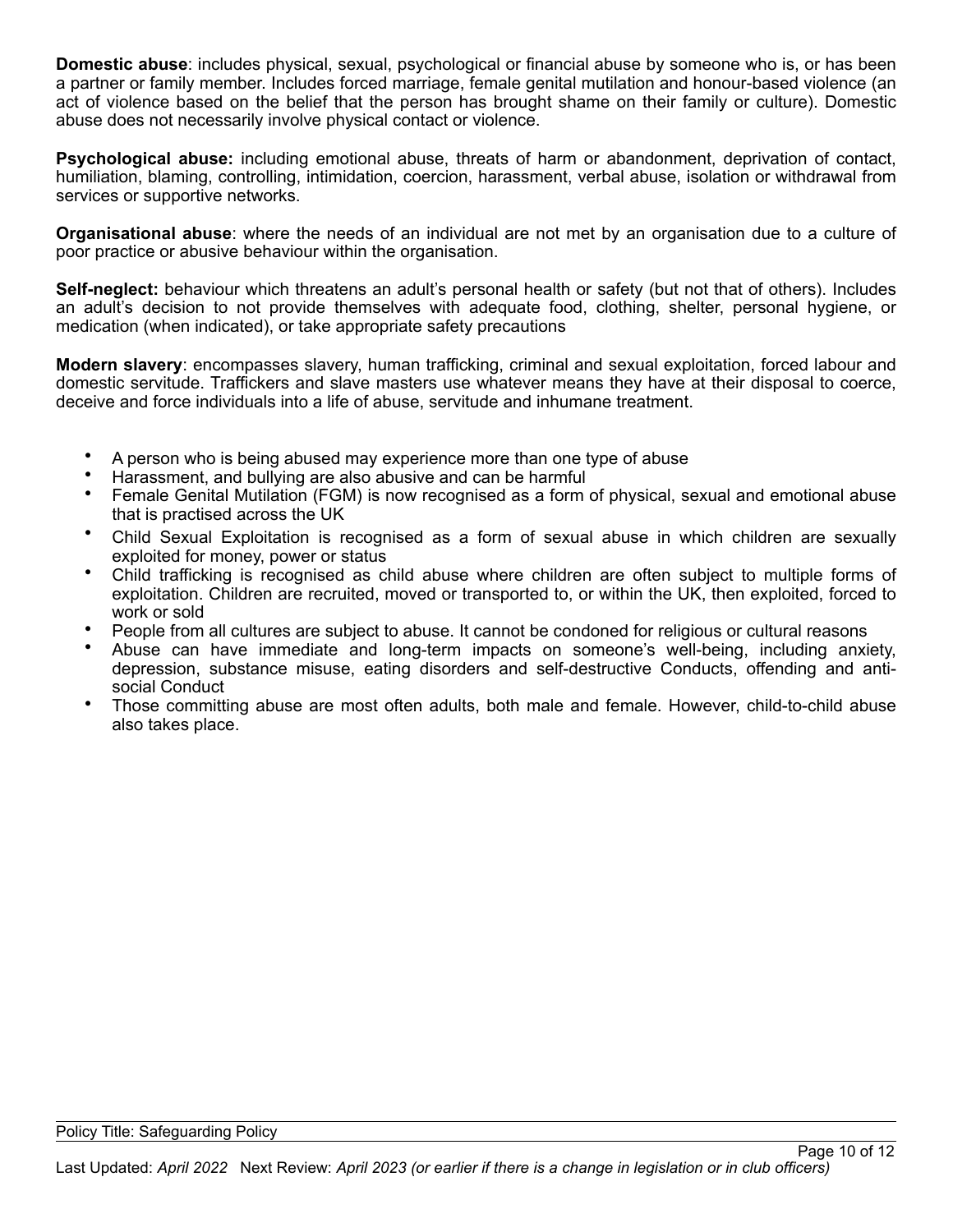**Domestic abuse**: includes physical, sexual, psychological or financial abuse by someone who is, or has been a partner or family member. Includes forced marriage, female genital mutilation and honour-based violence (an act of violence based on the belief that the person has brought shame on their family or culture). Domestic abuse does not necessarily involve physical contact or violence.

**Psychological abuse:** including emotional abuse, threats of harm or abandonment, deprivation of contact, humiliation, blaming, controlling, intimidation, coercion, harassment, verbal abuse, isolation or withdrawal from services or supportive networks.

**Organisational abuse**: where the needs of an individual are not met by an organisation due to a culture of poor practice or abusive behaviour within the organisation.

**Self-neglect:** behaviour which threatens an adult's personal health or safety (but not that of others). Includes an adult's decision to not provide themselves with adequate food, clothing, shelter, personal hygiene, or medication (when indicated), or take appropriate safety precautions

**Modern slavery**: encompasses slavery, human trafficking, criminal and sexual exploitation, forced labour and domestic servitude. Traffickers and slave masters use whatever means they have at their disposal to coerce, deceive and force individuals into a life of abuse, servitude and inhumane treatment.

- A person who is being abused may experience more than one type of abuse
- Harassment, and bullying are also abusive and can be harmful
- Female Genital Mutilation (FGM) is now recognised as a form of physical, sexual and emotional abuse that is practised across the UK
- Child Sexual Exploitation is recognised as a form of sexual abuse in which children are sexually exploited for money, power or status
- Child trafficking is recognised as child abuse where children are often subject to multiple forms of exploitation. Children are recruited, moved or transported to, or within the UK, then exploited, forced to work or sold
- People from all cultures are subject to abuse. It cannot be condoned for religious or cultural reasons
- Abuse can have immediate and long-term impacts on someone's well-being, including anxiety, depression, substance misuse, eating disorders and self-destructive Conducts, offending and anti-social Conduct
- Those committing abuse are most often adults, both male and female. However, child-to-child abuse also takes place.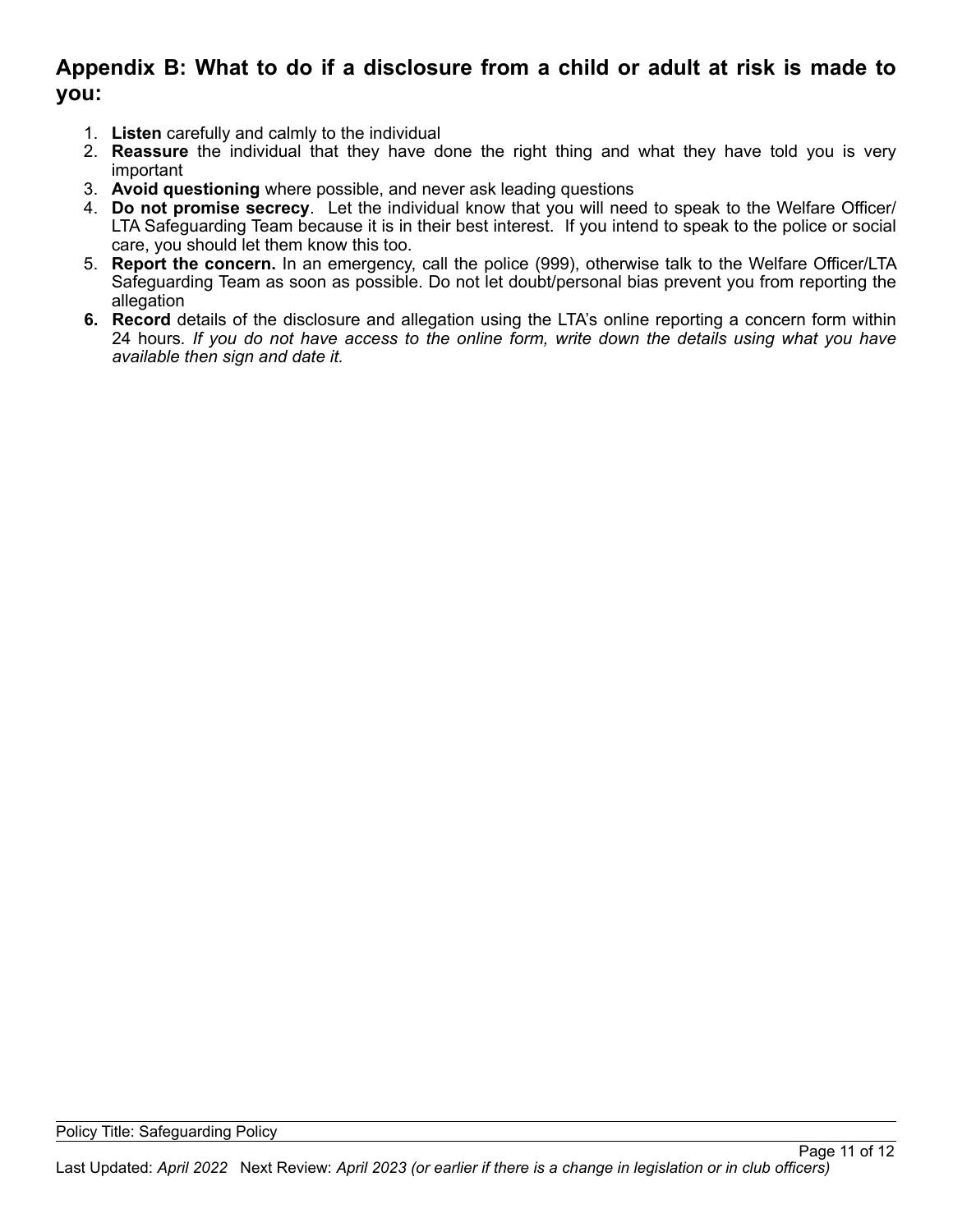## Appendix B: What to do if a disclosure from a child or adult at risk is made to you:

1. **Listen** carefully and calmly to the individual
2. **Reassure** the individual that they have done the right thing and what they have told you is very important
3. **Avoid questioning** where possible, and never ask leading questions
4. **Do not promise secrecy**. Let the individual know that you will need to speak to the Welfare Officer/ LTA Safeguarding Team because it is in their best interest. If you intend to speak to the police or social care, you should let them know this too.
5. **Report the concern.** In an emergency, call the police (999), otherwise talk to the Welfare Officer/LTA Safeguarding Team as soon as possible. Do not let doubt/personal bias prevent you from reporting the allegation
6. **Record** details of the disclosure and allegation using the LTA's online reporting a concern form within 24 hours. *If you do not have access to the online form, write down the details using what you have available then sign and date it.*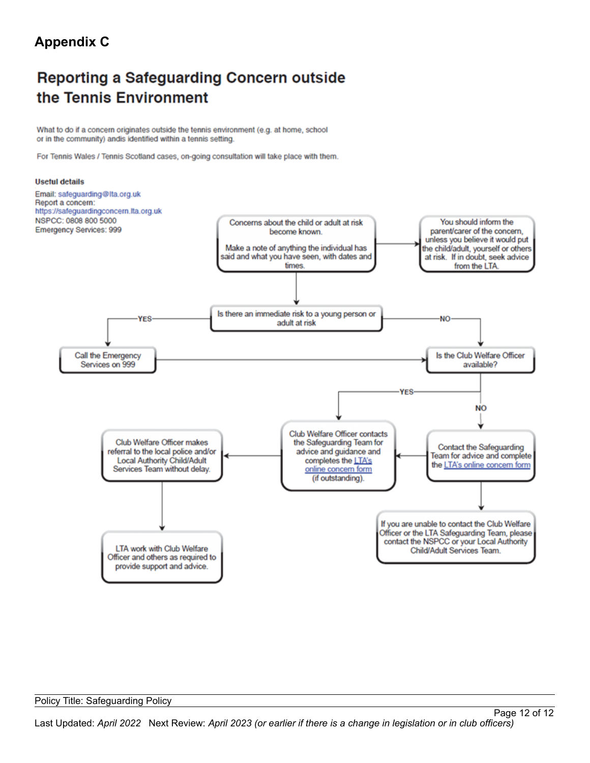## Appendix C

# Reporting a Safeguarding Concern outside the Tennis Environment

What to do if a concern originates outside the tennis environment (e.g. at home, school or in the community) andis identified within a tennis setting.

For Tennis Wales / Tennis Scotland cases, on-going consultation will take place with them.

**Useful details**

Email: safeguarding@lta.org.uk
Report a concern:
https://safeguardingconcern.lta.org.uk
NSPCC: 0808 800 5000
Emergency Services: 999

Concerns about the child or adult at risk become known.

Make a note of anything the individual has said and what you have seen, with dates and times.

You should inform the parent/carer of the concern, unless you believe it would put the child/adult, yourself or others at risk. If in doubt, seek advice from the LTA.

Is there an immediate risk to a young person or adult at risk

YES

NO

Call the Emergency Services on 999

Is the Club Welfare Officer available?

YES

NO

Club Welfare Officer contacts the Safeguarding Team for advice and guidance and completes the LTA's online concern form (if outstanding).

Contact the Safeguarding Team for advice and complete the LTA's online concern form

Club Welfare Officer makes referral to the local police and/or Local Authority Child/Adult Services Team without delay.

If you are unable to contact the Club Welfare Officer or the LTA Safeguarding Team, please contact the NSPCC or your Local Authority Child/Adult Services Team.

LTA work with Club Welfare Officer and others as required to provide support and advice.

Policy Title: Safeguarding Policy

Last Updated: *April 2022* Next Review: *April 2023 (or earlier if there is a change in legislation or in club officers)*